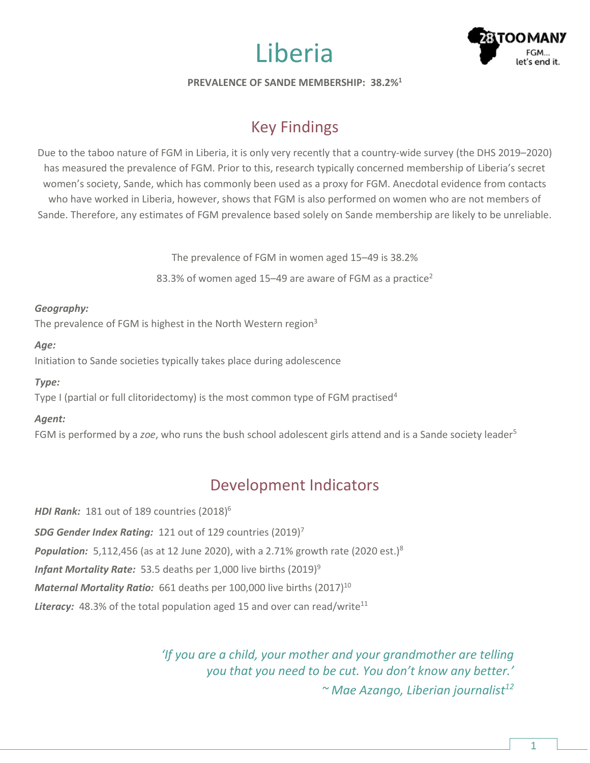# Liberia

**PREVALENCE OF SANDE MEMBERSHIP: 38.2%[1]**

## Key Findings

Due to the taboo nature of FGM in Liberia, it is only very recently that a country-wide survey (the DHS 2019–2020) has measured the prevalence of FGM. Prior to this, research typically concerned membership of Liberia's secret women's society, Sande, which has commonly been used as a proxy for FGM. Anecdotal evidence from contacts who have worked in Liberia, however, shows that FGM is also performed on women who are not members of Sande. Therefore, any estimates of FGM prevalence based solely on Sande membership are likely to be unreliable.

The prevalence of FGM in women aged 15–49 is 38.2%

83.3% of women aged 15–49 are aware of FGM as a practice[2]

***Geography:***

The prevalence of FGM is highest in the North Western region[3]

***Age:***

Initiation to Sande societies typically takes place during adolescence

***Type:***

Type I (partial or full clitoridectomy) is the most common type of FGM practised[4]

***Agent:***

FGM is performed by a *zoe*, who runs the bush school adolescent girls attend and is a Sande society leader[5]

## Development Indicators

***HDI Rank:*** 181 out of 189 countries (2018)[6]

***SDG Gender Index Rating:*** 121 out of 129 countries (2019)[7]

***Population:*** 5,112,456 (as at 12 June 2020), with a 2.71% growth rate (2020 est.)[8]

***Infant Mortality Rate:*** 53.5 deaths per 1,000 live births (2019)[9]

***Maternal Mortality Ratio:*** 661 deaths per 100,000 live births (2017)[10]

***Literacy:*** 48.3% of the total population aged 15 and over can read/write[11]

*'If you are a child, your mother and your grandmother are telling you that you need to be cut. You don't know any better.'*

*~ Mae Azango, Liberian journalist[12]*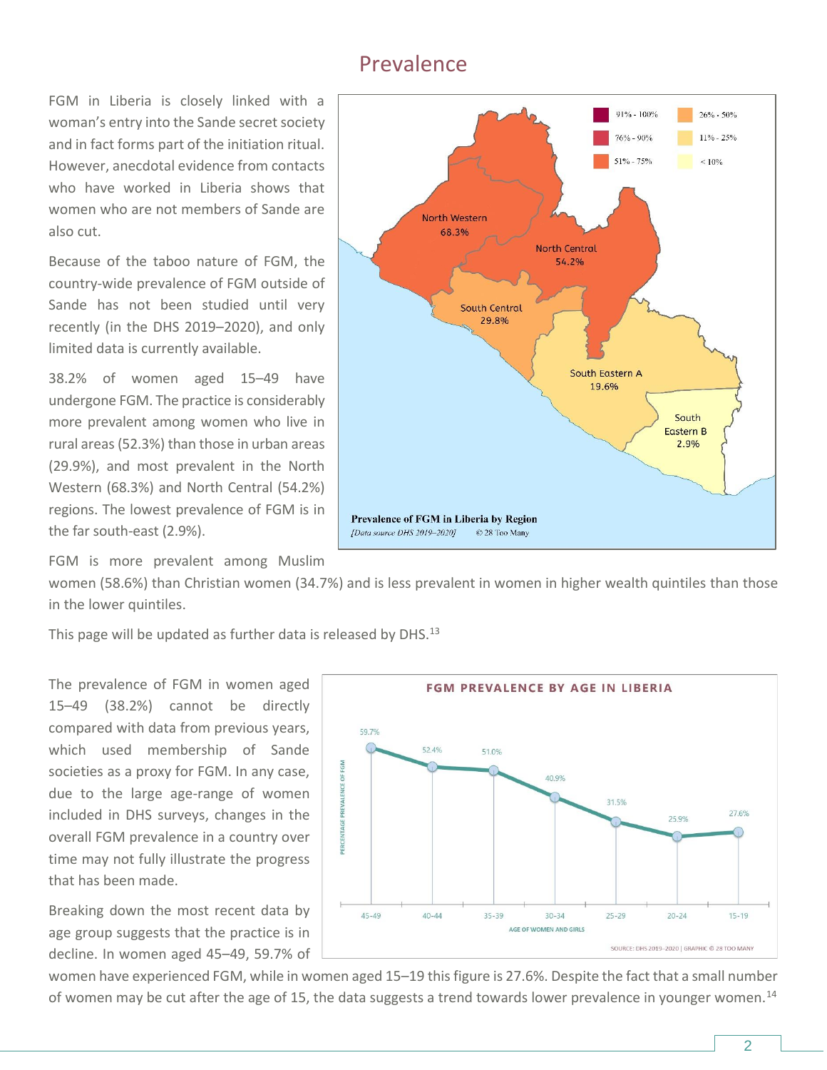# Prevalence

FGM in Liberia is closely linked with a woman's entry into the Sande secret society and in fact forms part of the initiation ritual. However, anecdotal evidence from contacts who have worked in Liberia shows that women who are not members of Sande are also cut.

Because of the taboo nature of FGM, the country-wide prevalence of FGM outside of Sande has not been studied until very recently (in the DHS 2019–2020), and only limited data is currently available.

38.2% of women aged 15–49 have undergone FGM. The practice is considerably more prevalent among women who live in rural areas (52.3%) than those in urban areas (29.9%), and most prevalent in the North Western (68.3%) and North Central (54.2%) regions. The lowest prevalence of FGM is in the far south-east (2.9%).

FGM is more prevalent among Muslim women (58.6%) than Christian women (34.7%) and is less prevalent in women in higher wealth quintiles than those in the lower quintiles.

This page will be updated as further data is released by DHS.[13]

**Prevalence of FGM in Liberia by Region**
*[Data source DHS 2019–2020]* © 28 Too Many

| Region | Prevalence |
|---|---|
| North Western | 68.3% |
| North Central | 54.2% |
| South Central | 29.8% |
| South Eastern A | 19.6% |
| South Eastern B | 2.9% |

The prevalence of FGM in women aged 15–49 (38.2%) cannot be directly compared with data from previous years, which used membership of Sande societies as a proxy for FGM. In any case, due to the large age-range of women included in DHS surveys, changes in the overall FGM prevalence in a country over time may not fully illustrate the progress that has been made.

Breaking down the most recent data by age group suggests that the practice is in decline. In women aged 45–49, 59.7% of women have experienced FGM, while in women aged 15–19 this figure is 27.6%. Despite the fact that a small number of women may be cut after the age of 15, the data suggests a trend towards lower prevalence in younger women.[14]

**FGM PREVALENCE BY AGE IN LIBERIA**

| Age of women and girls | Percentage prevalence of FGM |
|---|---|
| 45–49 | 59.7% |
| 40–44 | 52.4% |
| 35–39 | 51.0% |
| 30–34 | 40.9% |
| 25–29 | 31.5% |
| 20–24 | 25.9% |
| 15–19 | 27.6% |

SOURCE: DHS 2019–2020 | GRAPHIC © 28 TOO MANY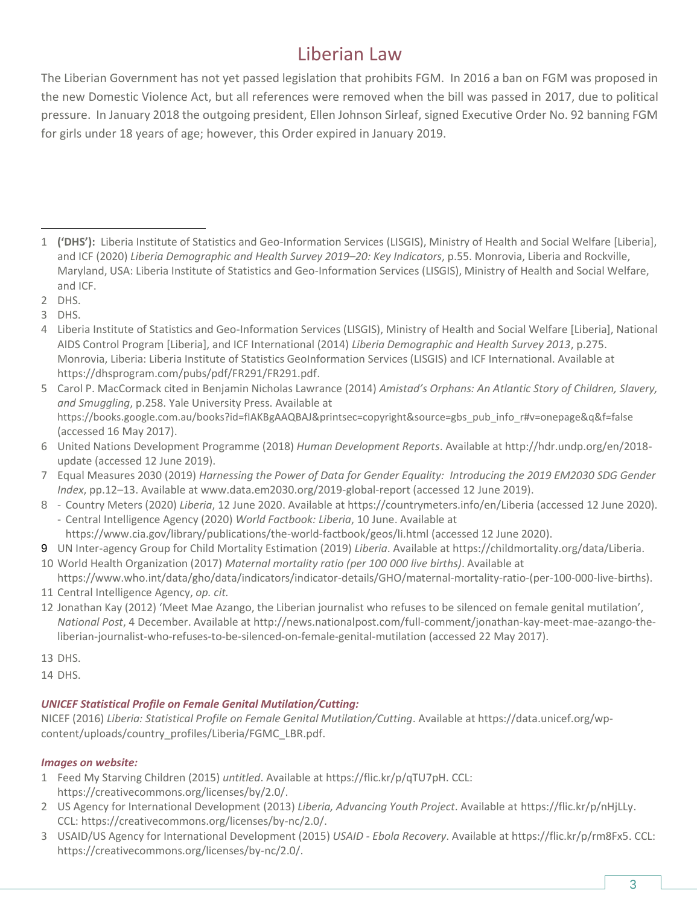# Liberian Law

The Liberian Government has not yet passed legislation that prohibits FGM. In 2016 a ban on FGM was proposed in the new Domestic Violence Act, but all references were removed when the bill was passed in 2017, due to political pressure. In January 2018 the outgoing president, Ellen Johnson Sirleaf, signed Executive Order No. 92 banning FGM for girls under 18 years of age; however, this Order expired in January 2019.

---

1 **('DHS'):** Liberia Institute of Statistics and Geo-Information Services (LISGIS), Ministry of Health and Social Welfare [Liberia], and ICF (2020) *Liberia Demographic and Health Survey 2019–20: Key Indicators*, p.55. Monrovia, Liberia and Rockville, Maryland, USA: Liberia Institute of Statistics and Geo-Information Services (LISGIS), Ministry of Health and Social Welfare, and ICF.

2 DHS.

3 DHS.

4 Liberia Institute of Statistics and Geo-Information Services (LISGIS), Ministry of Health and Social Welfare [Liberia], National AIDS Control Program [Liberia], and ICF International (2014) *Liberia Demographic and Health Survey 2013*, p.275. Monrovia, Liberia: Liberia Institute of Statistics GeoInformation Services (LISGIS) and ICF International. Available at https://dhsprogram.com/pubs/pdf/FR291/FR291.pdf.

5 Carol P. MacCormack cited in Benjamin Nicholas Lawrance (2014) *Amistad's Orphans: An Atlantic Story of Children, Slavery, and Smuggling*, p.258. Yale University Press. Available at https://books.google.com.au/books?id=fIAKBgAAQBAJ&printsec=copyright&source=gbs_pub_info_r#v=onepage&q&f=false (accessed 16 May 2017).

6 United Nations Development Programme (2018) *Human Development Reports*. Available at http://hdr.undp.org/en/2018-update (accessed 12 June 2019).

7 Equal Measures 2030 (2019) *Harnessing the Power of Data for Gender Equality: Introducing the 2019 EM2030 SDG Gender Index*, pp.12–13. Available at www.data.em2030.org/2019-global-report (accessed 12 June 2019).

8 - Country Meters (2020) *Liberia*, 12 June 2020. Available at https://countrymeters.info/en/Liberia (accessed 12 June 2020).
- Central Intelligence Agency (2020) *World Factbook: Liberia*, 10 June. Available at https://www.cia.gov/library/publications/the-world-factbook/geos/li.html (accessed 12 June 2020).

9 UN Inter-agency Group for Child Mortality Estimation (2019) *Liberia*. Available at https://childmortality.org/data/Liberia.

10 World Health Organization (2017) *Maternal mortality ratio (per 100 000 live births)*. Available at https://www.who.int/data/gho/data/indicators/indicator-details/GHO/maternal-mortality-ratio-(per-100-000-live-births).

11 Central Intelligence Agency, *op. cit.*

12 Jonathan Kay (2012) 'Meet Mae Azango, the Liberian journalist who refuses to be silenced on female genital mutilation', *National Post*, 4 December. Available at http://news.nationalpost.com/full-comment/jonathan-kay-meet-mae-azango-the-liberian-journalist-who-refuses-to-be-silenced-on-female-genital-mutilation (accessed 22 May 2017).

13 DHS.

14 DHS.

***UNICEF Statistical Profile on Female Genital Mutilation/Cutting:***

NICEF (2016) *Liberia: Statistical Profile on Female Genital Mutilation/Cutting*. Available at https://data.unicef.org/wp-content/uploads/country_profiles/Liberia/FGMC_LBR.pdf.

***Images on website:***

1 Feed My Starving Children (2015) *untitled*. Available at https://flic.kr/p/qTU7pH. CCL: https://creativecommons.org/licenses/by/2.0/.

2 US Agency for International Development (2013) *Liberia, Advancing Youth Project*. Available at https://flic.kr/p/nHjLLy. CCL: https://creativecommons.org/licenses/by-nc/2.0/.

3 USAID/US Agency for International Development (2015) *USAID - Ebola Recovery*. Available at https://flic.kr/p/rm8Fx5. CCL: https://creativecommons.org/licenses/by-nc/2.0/.